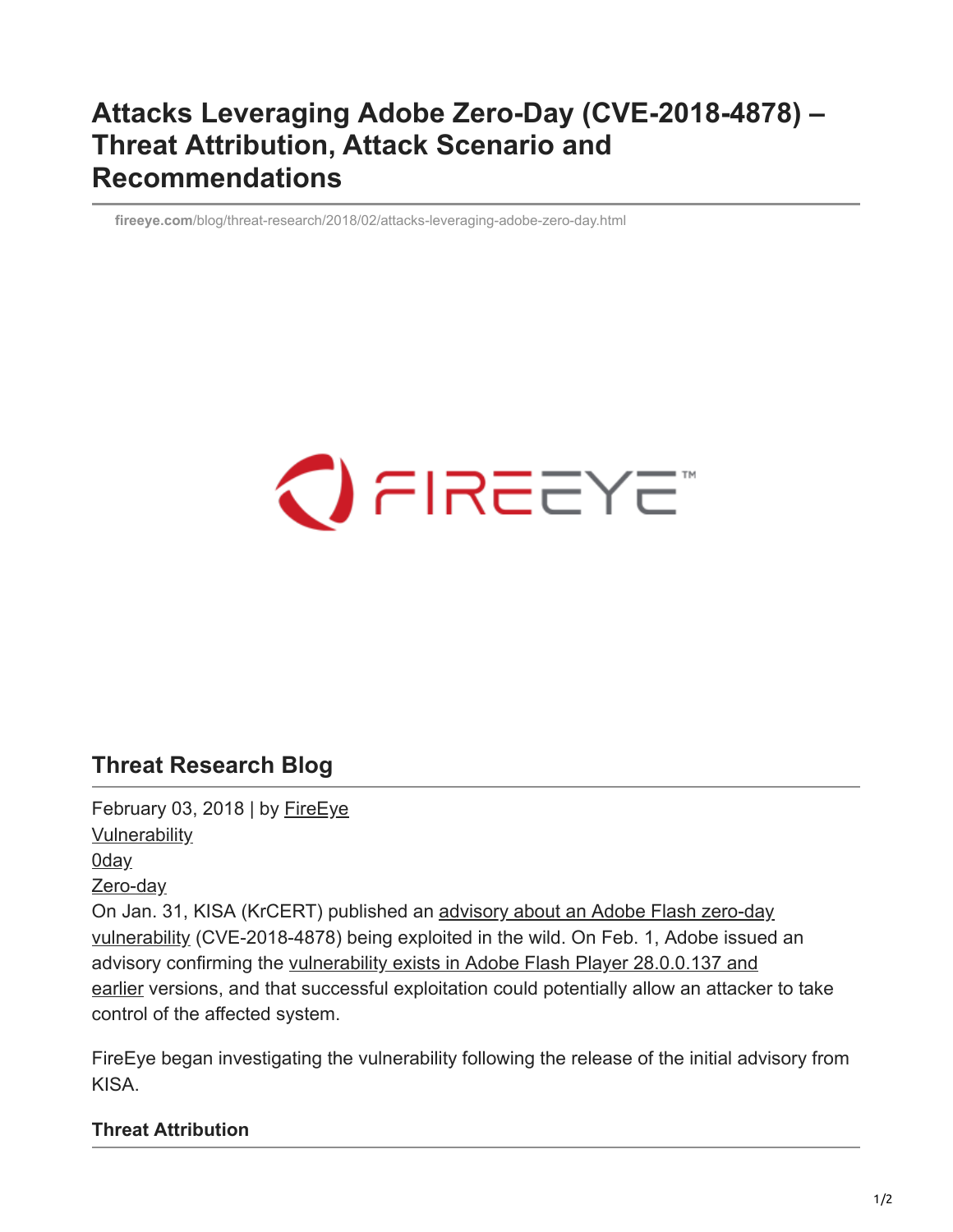# Attacks Leveraging Adobe Zero-Day (CVE-2018-4878) – Threat Attribution, Attack Scenario and Recommendations

fireeye.com/blog/threat-research/2018/02/attacks-leveraging-adobe-zero-day.html

## Threat Research Blog

February 03, 2018 | by FireEye

Vulnerability

0day

Zero-day

On Jan. 31, KISA (KrCERT) published an advisory about an Adobe Flash zero-day vulnerability (CVE-2018-4878) being exploited in the wild. On Feb. 1, Adobe issued an advisory confirming the vulnerability exists in Adobe Flash Player 28.0.0.137 and earlier versions, and that successful exploitation could potentially allow an attacker to take control of the affected system.

FireEye began investigating the vulnerability following the release of the initial advisory from KISA.

### Threat Attribution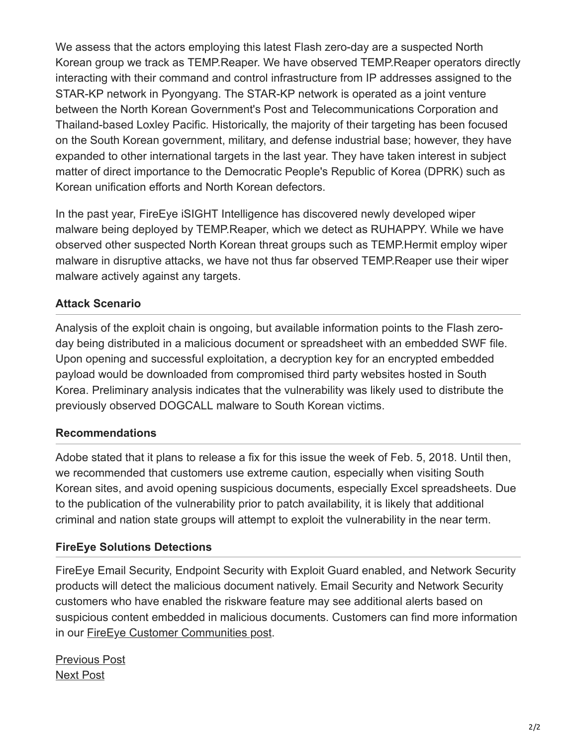We assess that the actors employing this latest Flash zero-day are a suspected North Korean group we track as TEMP.Reaper. We have observed TEMP.Reaper operators directly interacting with their command and control infrastructure from IP addresses assigned to the STAR-KP network in Pyongyang. The STAR-KP network is operated as a joint venture between the North Korean Government's Post and Telecommunications Corporation and Thailand-based Loxley Pacific. Historically, the majority of their targeting has been focused on the South Korean government, military, and defense industrial base; however, they have expanded to other international targets in the last year. They have taken interest in subject matter of direct importance to the Democratic People's Republic of Korea (DPRK) such as Korean unification efforts and North Korean defectors.

In the past year, FireEye iSIGHT Intelligence has discovered newly developed wiper malware being deployed by TEMP.Reaper, which we detect as RUHAPPY. While we have observed other suspected North Korean threat groups such as TEMP.Hermit employ wiper malware in disruptive attacks, we have not thus far observed TEMP.Reaper use their wiper malware actively against any targets.

### Attack Scenario

Analysis of the exploit chain is ongoing, but available information points to the Flash zero-day being distributed in a malicious document or spreadsheet with an embedded SWF file. Upon opening and successful exploitation, a decryption key for an encrypted embedded payload would be downloaded from compromised third party websites hosted in South Korea. Preliminary analysis indicates that the vulnerability was likely used to distribute the previously observed DOGCALL malware to South Korean victims.

### Recommendations

Adobe stated that it plans to release a fix for this issue the week of Feb. 5, 2018. Until then, we recommended that customers use extreme caution, especially when visiting South Korean sites, and avoid opening suspicious documents, especially Excel spreadsheets. Due to the publication of the vulnerability prior to patch availability, it is likely that additional criminal and nation state groups will attempt to exploit the vulnerability in the near term.

### FireEye Solutions Detections

FireEye Email Security, Endpoint Security with Exploit Guard enabled, and Network Security products will detect the malicious document natively. Email Security and Network Security customers who have enabled the riskware feature may see additional alerts based on suspicious content embedded in malicious documents. Customers can find more information in our FireEye Customer Communities post.

Previous Post
Next Post